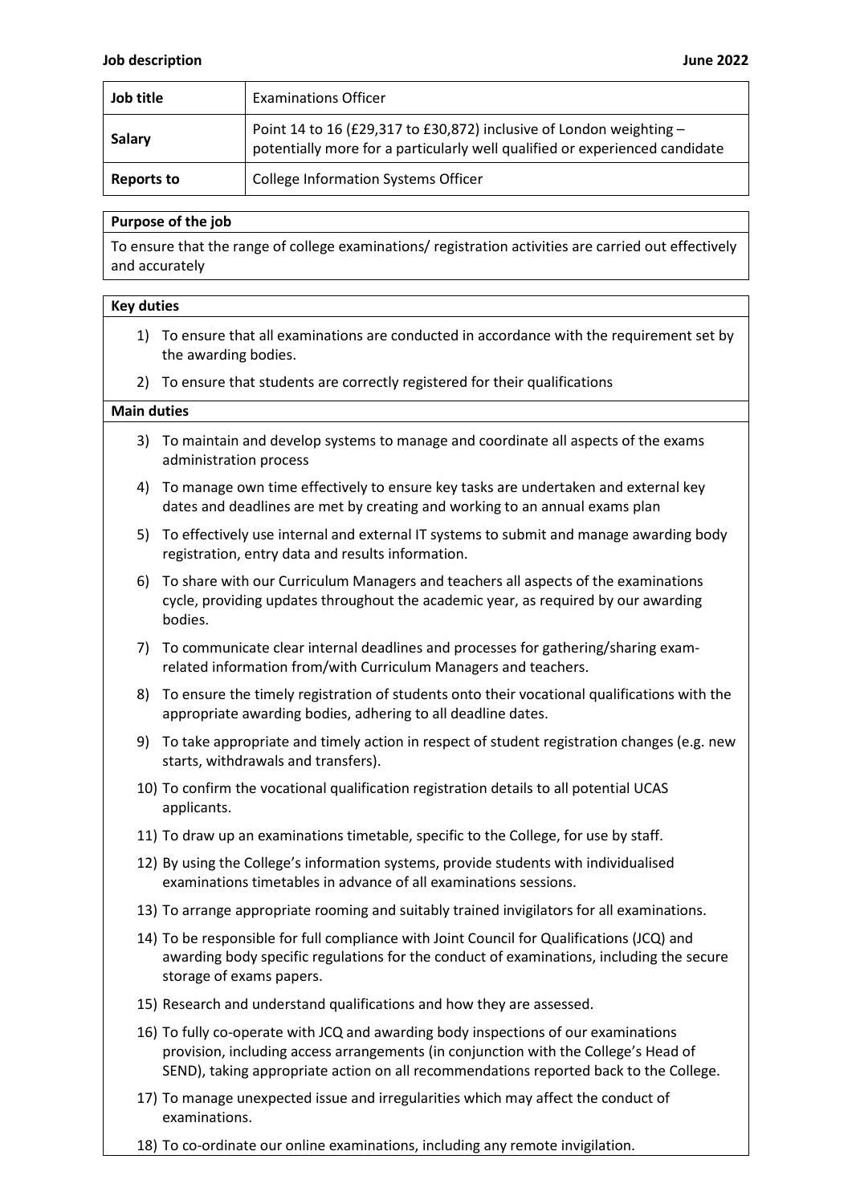**Job description** **June 2022**

| Job title | Examinations Officer |
| --- | --- |
| **Salary** | Point 14 to 16 (£29,317 to £30,872) inclusive of London weighting – potentially more for a particularly well qualified or experienced candidate |
| **Reports to** | College Information Systems Officer |

**Purpose of the job**

To ensure that the range of college examinations/ registration activities are carried out effectively and accurately

**Key duties**

1) To ensure that all examinations are conducted in accordance with the requirement set by the awarding bodies.
2) To ensure that students are correctly registered for their qualifications

**Main duties**

3) To maintain and develop systems to manage and coordinate all aspects of the exams administration process
4) To manage own time effectively to ensure key tasks are undertaken and external key dates and deadlines are met by creating and working to an annual exams plan
5) To effectively use internal and external IT systems to submit and manage awarding body registration, entry data and results information.
6) To share with our Curriculum Managers and teachers all aspects of the examinations cycle, providing updates throughout the academic year, as required by our awarding bodies.
7) To communicate clear internal deadlines and processes for gathering/sharing exam-related information from/with Curriculum Managers and teachers.
8) To ensure the timely registration of students onto their vocational qualifications with the appropriate awarding bodies, adhering to all deadline dates.
9) To take appropriate and timely action in respect of student registration changes (e.g. new starts, withdrawals and transfers).
10) To confirm the vocational qualification registration details to all potential UCAS applicants.
11) To draw up an examinations timetable, specific to the College, for use by staff.
12) By using the College's information systems, provide students with individualised examinations timetables in advance of all examinations sessions.
13) To arrange appropriate rooming and suitably trained invigilators for all examinations.
14) To be responsible for full compliance with Joint Council for Qualifications (JCQ) and awarding body specific regulations for the conduct of examinations, including the secure storage of exams papers.
15) Research and understand qualifications and how they are assessed.
16) To fully co-operate with JCQ and awarding body inspections of our examinations provision, including access arrangements (in conjunction with the College's Head of SEND), taking appropriate action on all recommendations reported back to the College.
17) To manage unexpected issue and irregularities which may affect the conduct of examinations.
18) To co-ordinate our online examinations, including any remote invigilation.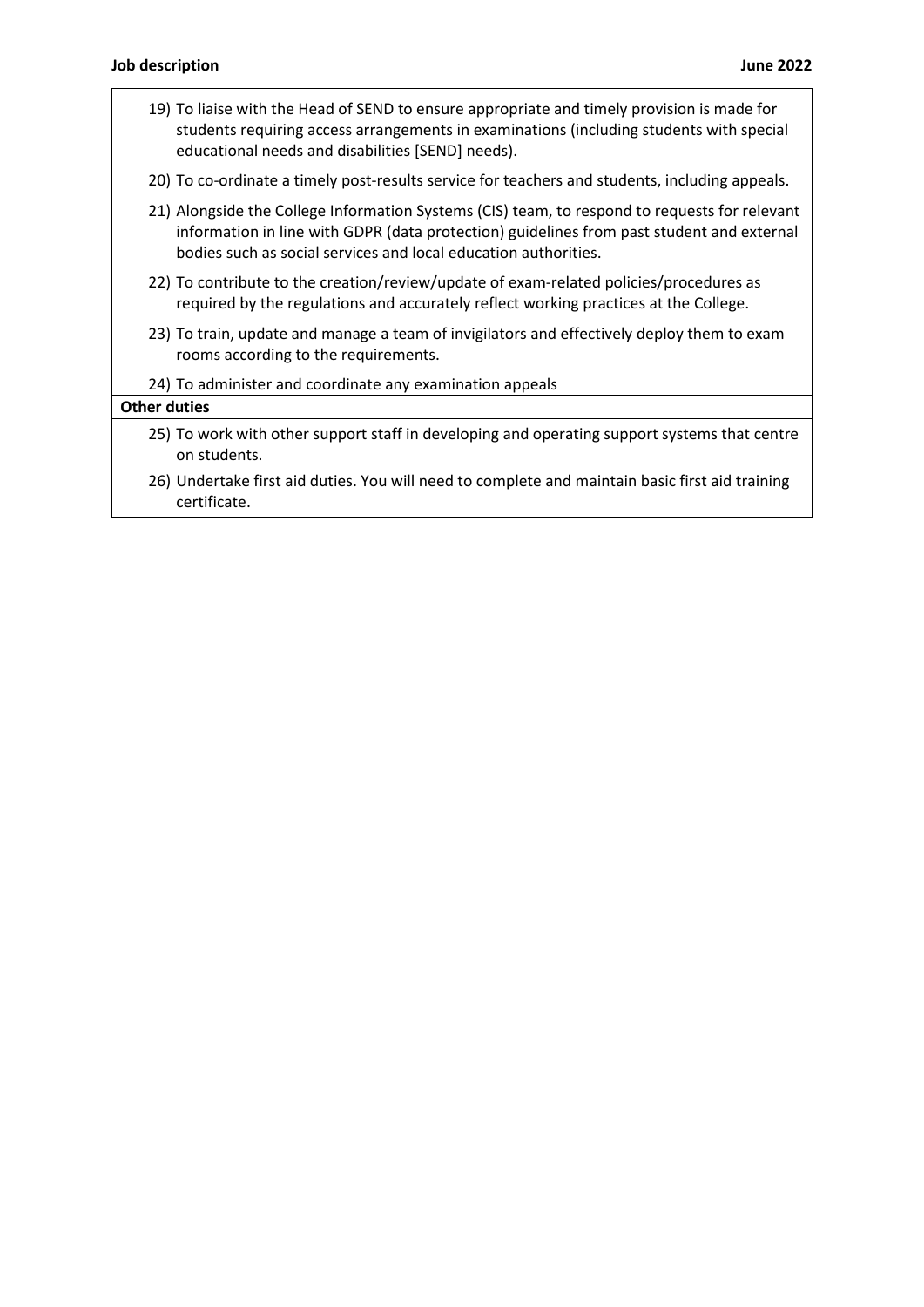19) To liaise with the Head of SEND to ensure appropriate and timely provision is made for students requiring access arrangements in examinations (including students with special educational needs and disabilities [SEND] needs).

20) To co-ordinate a timely post-results service for teachers and students, including appeals.

21) Alongside the College Information Systems (CIS) team, to respond to requests for relevant information in line with GDPR (data protection) guidelines from past student and external bodies such as social services and local education authorities.

22) To contribute to the creation/review/update of exam-related policies/procedures as required by the regulations and accurately reflect working practices at the College.

23) To train, update and manage a team of invigilators and effectively deploy them to exam rooms according to the requirements.

24) To administer and coordinate any examination appeals

**Other duties**

25) To work with other support staff in developing and operating support systems that centre on students.

26) Undertake first aid duties. You will need to complete and maintain basic first aid training certificate.